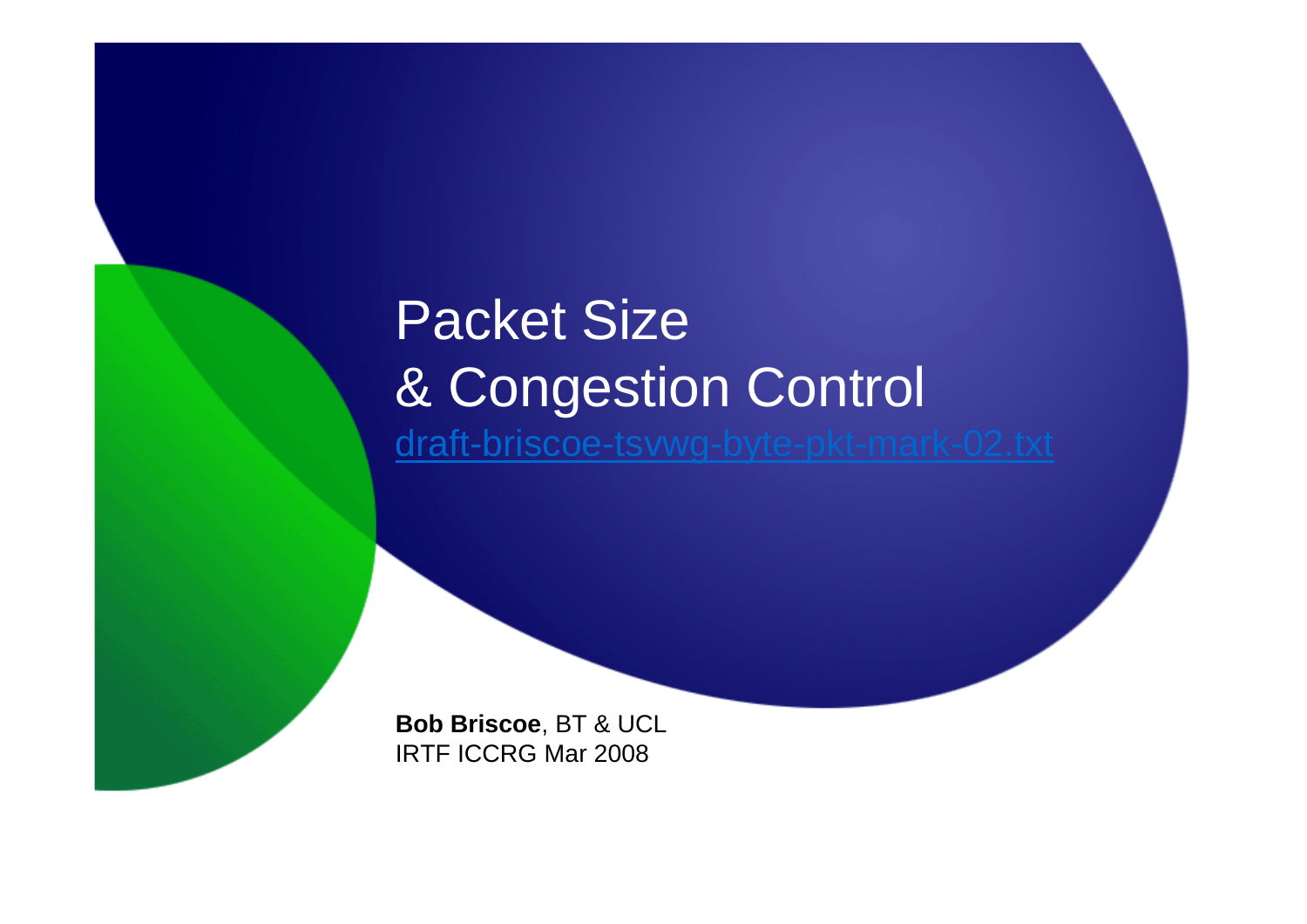# Packet Size & Congestion Control

draft-briscoe-tsvwg-byte-pkt-mark-02.txt

**Bob Briscoe**, BT & UCL
IRTF ICCRG Mar 2008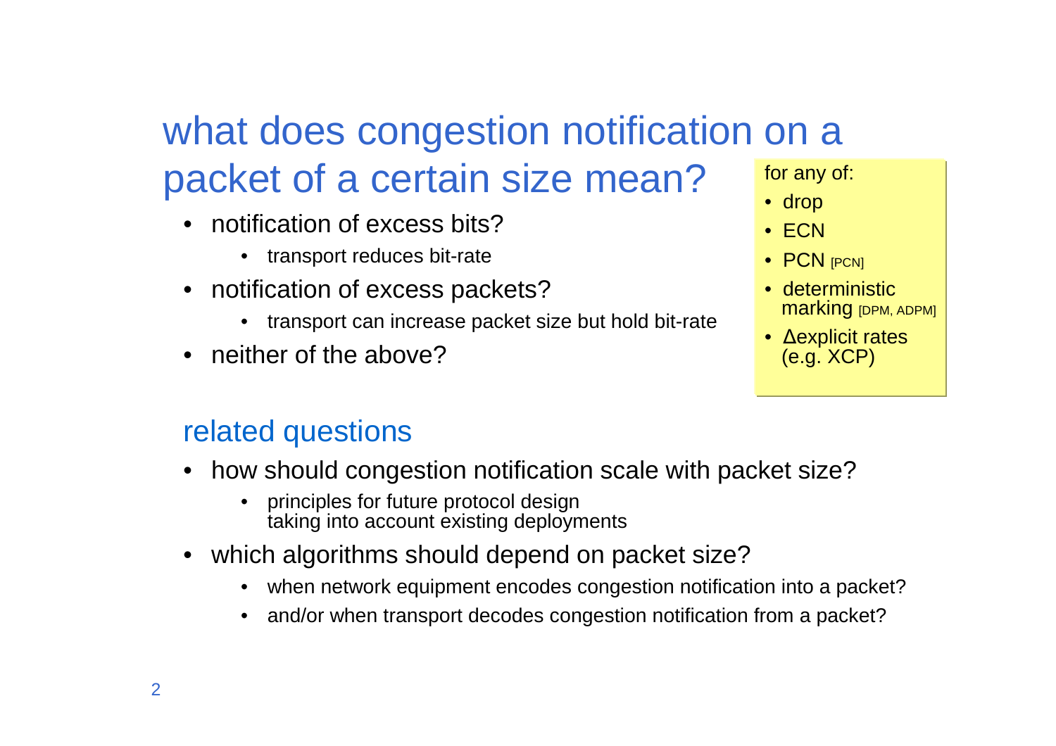# what does congestion notification on a packet of a certain size mean?

- notification of excess bits?
  - transport reduces bit-rate
- notification of excess packets?
  - transport can increase packet size but hold bit-rate
- neither of the above?

for any of:

- drop
- ECN
- PCN [PCN]
- deterministic marking [DPM, ADPM]
- Δexplicit rates (e.g. XCP)

## related questions

- how should congestion notification scale with packet size?
  - principles for future protocol design taking into account existing deployments
- which algorithms should depend on packet size?
  - when network equipment encodes congestion notification into a packet?
  - and/or when transport decodes congestion notification from a packet?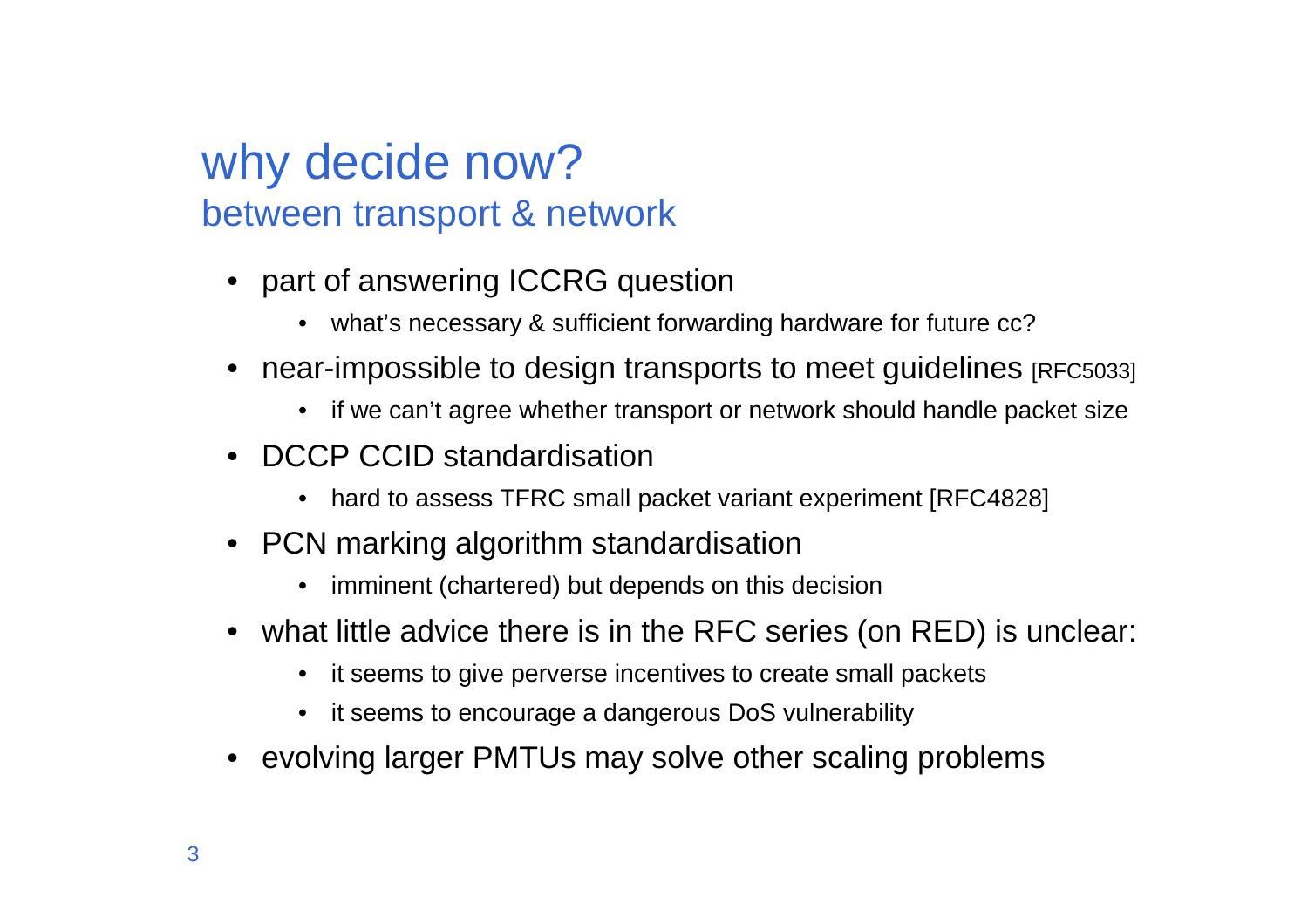# why decide now?

## between transport & network

- part of answering ICCRG question
  - what's necessary & sufficient forwarding hardware for future cc?
- near-impossible to design transports to meet guidelines [RFC5033]
  - if we can't agree whether transport or network should handle packet size
- DCCP CCID standardisation
  - hard to assess TFRC small packet variant experiment [RFC4828]
- PCN marking algorithm standardisation
  - imminent (chartered) but depends on this decision
- what little advice there is in the RFC series (on RED) is unclear:
  - it seems to give perverse incentives to create small packets
  - it seems to encourage a dangerous DoS vulnerability
- evolving larger PMTUs may solve other scaling problems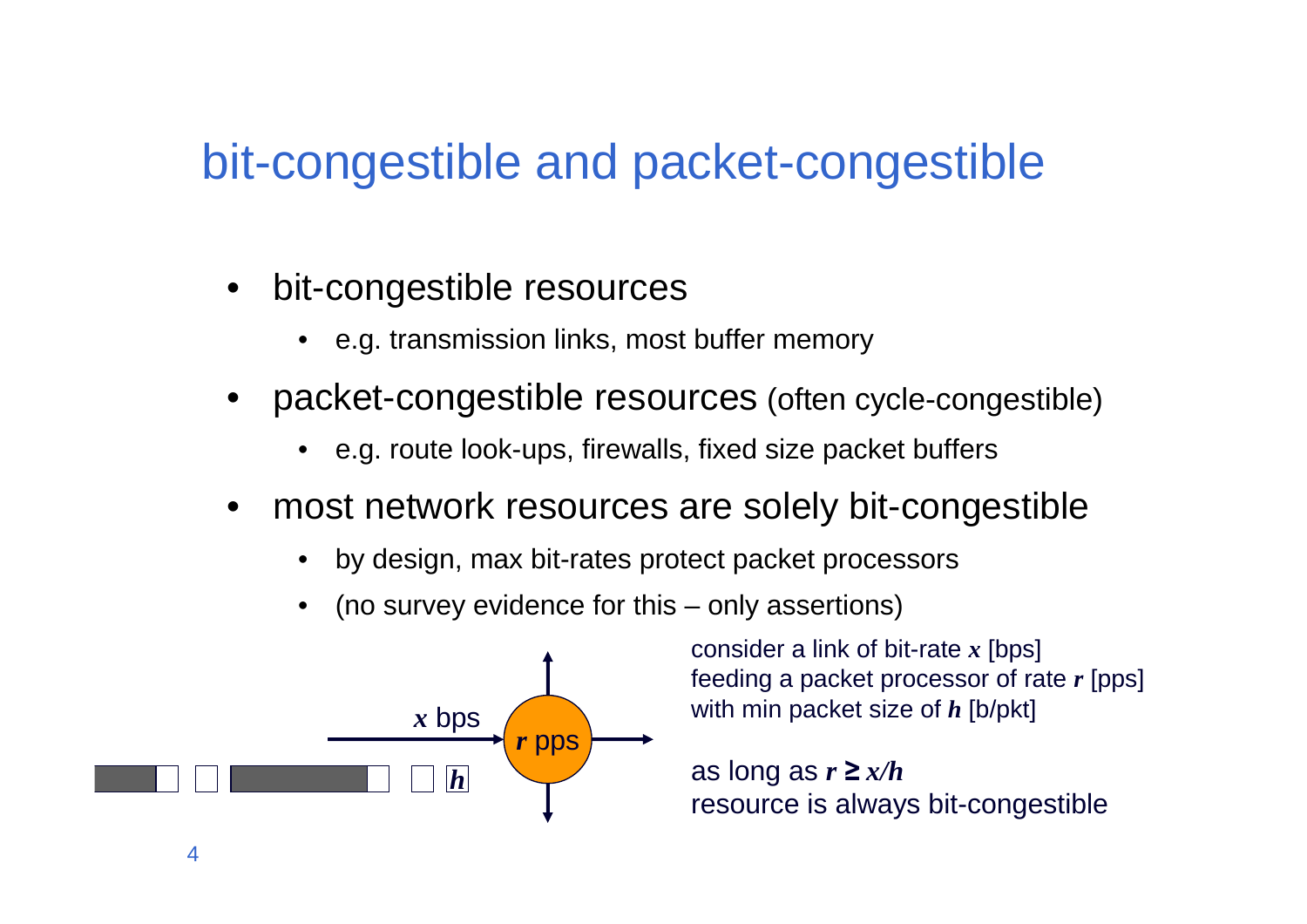# bit-congestible and packet-congestible

- bit-congestible resources
  - e.g. transmission links, most buffer memory
- packet-congestible resources (often cycle-congestible)
  - e.g. route look-ups, firewalls, fixed size packet buffers
- most network resources are solely bit-congestible
  - by design, max bit-rates protect packet processors
  - (no survey evidence for this – only assertions)

$x$ bps

$r$ pps

$h$

consider a link of bit-rate $x$ [bps]
feeding a packet processor of rate $r$ [pps]
with min packet size of $h$ [b/pkt]

as long as $r \geq x/h$
resource is always bit-congestible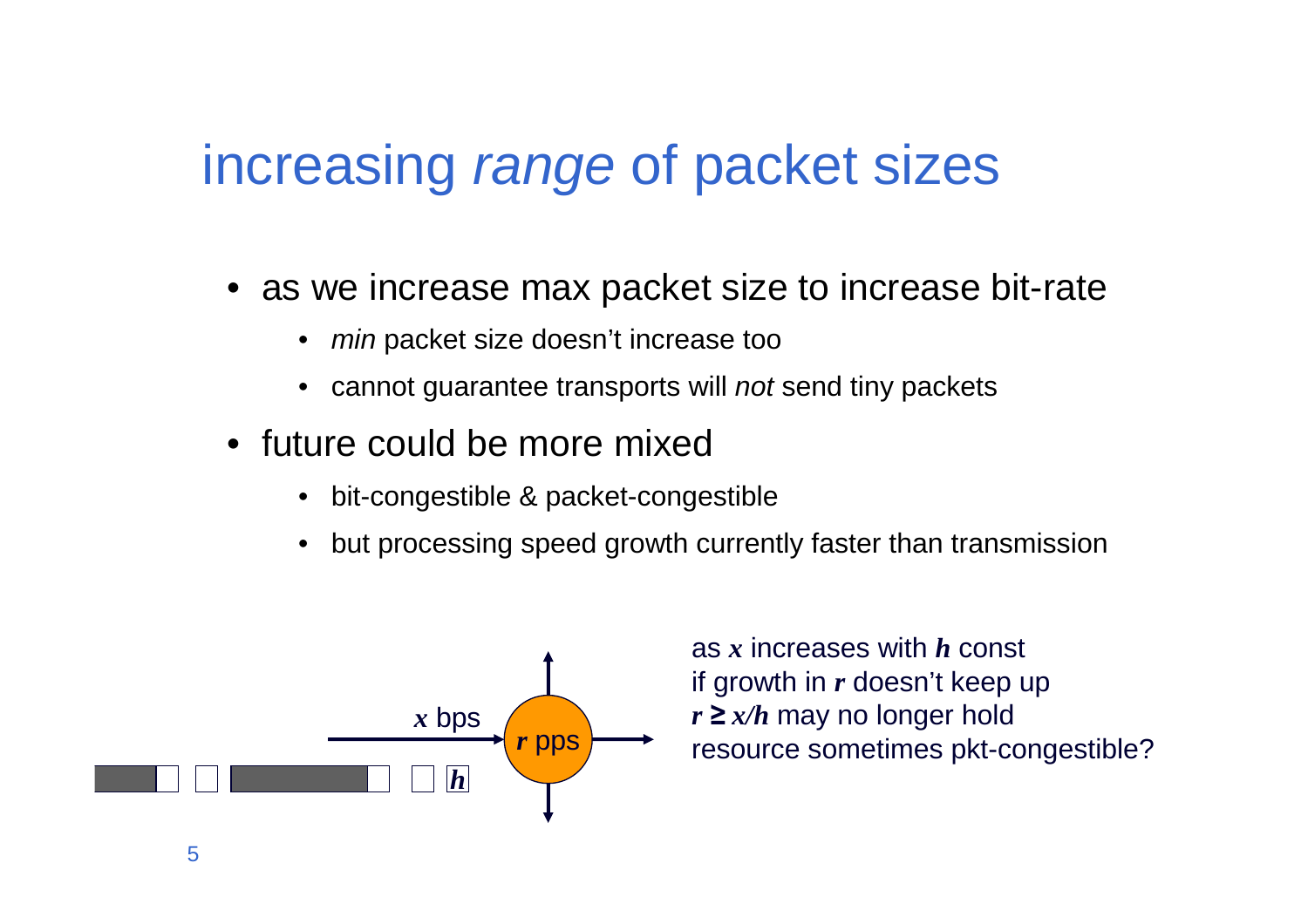# increasing *range* of packet sizes

- as we increase max packet size to increase bit-rate
  - *min* packet size doesn't increase too
  - cannot guarantee transports will *not* send tiny packets
- future could be more mixed
  - bit-congestible & packet-congestible
  - but processing speed growth currently faster than transmission

$x$ bps

$r$ pps

$h$

as $x$ increases with $h$ const
if growth in $r$ doesn't keep up
$r \geq x/h$ may no longer hold
resource sometimes pkt-congestible?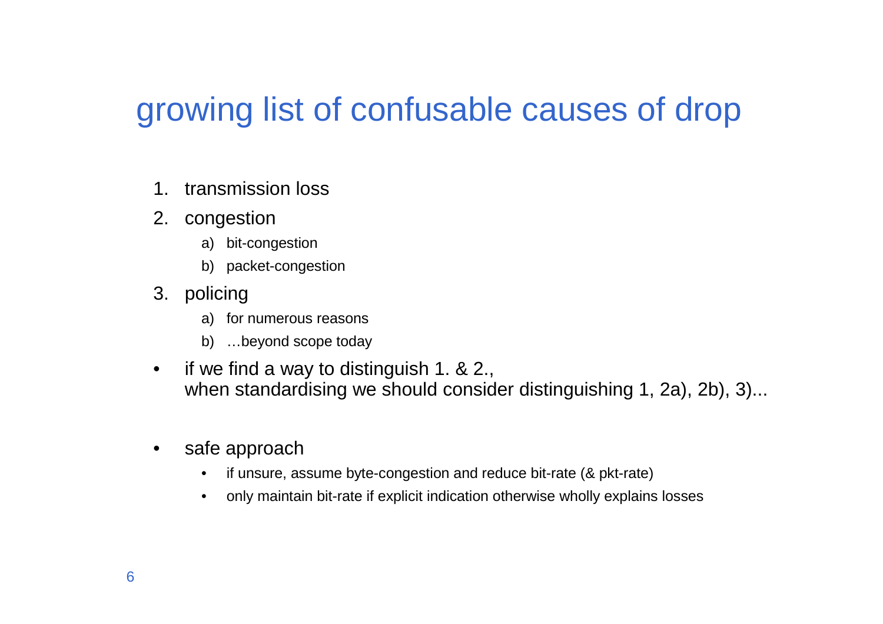# growing list of confusable causes of drop

1. transmission loss
2. congestion
   a) bit-congestion
   b) packet-congestion
3. policing
   a) for numerous reasons
   b) …beyond scope today

- if we find a way to distinguish 1. & 2.,
  when standardising we should consider distinguishing 1, 2a), 2b), 3)...

- safe approach
  - if unsure, assume byte-congestion and reduce bit-rate (& pkt-rate)
  - only maintain bit-rate if explicit indication otherwise wholly explains losses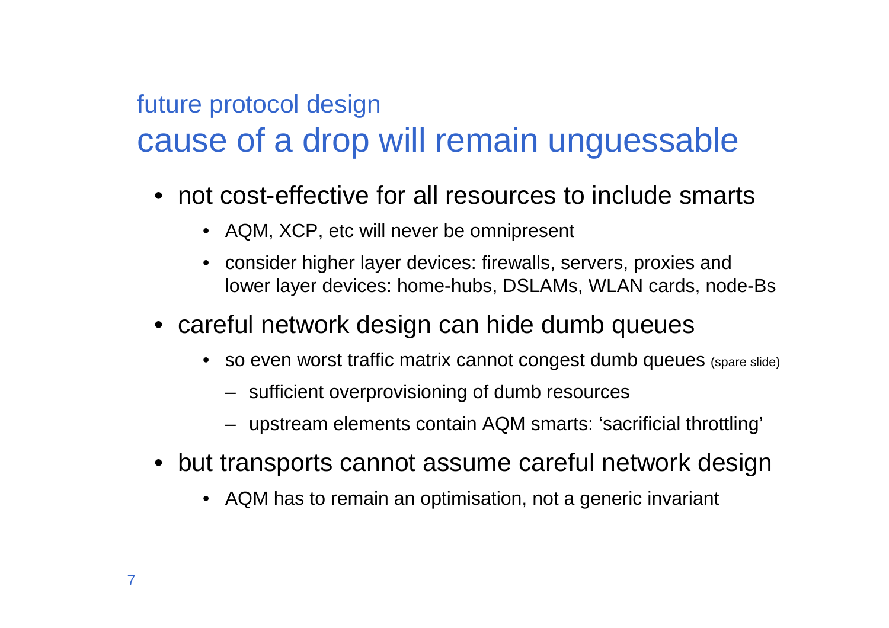## future protocol design

# cause of a drop will remain unguessable

- not cost-effective for all resources to include smarts
  - AQM, XCP, etc will never be omnipresent
  - consider higher layer devices: firewalls, servers, proxies and lower layer devices: home-hubs, DSLAMs, WLAN cards, node-Bs
- careful network design can hide dumb queues
  - so even worst traffic matrix cannot congest dumb queues (spare slide)
    - sufficient overprovisioning of dumb resources
    - upstream elements contain AQM smarts: ‘sacrificial throttling’
- but transports cannot assume careful network design
  - AQM has to remain an optimisation, not a generic invariant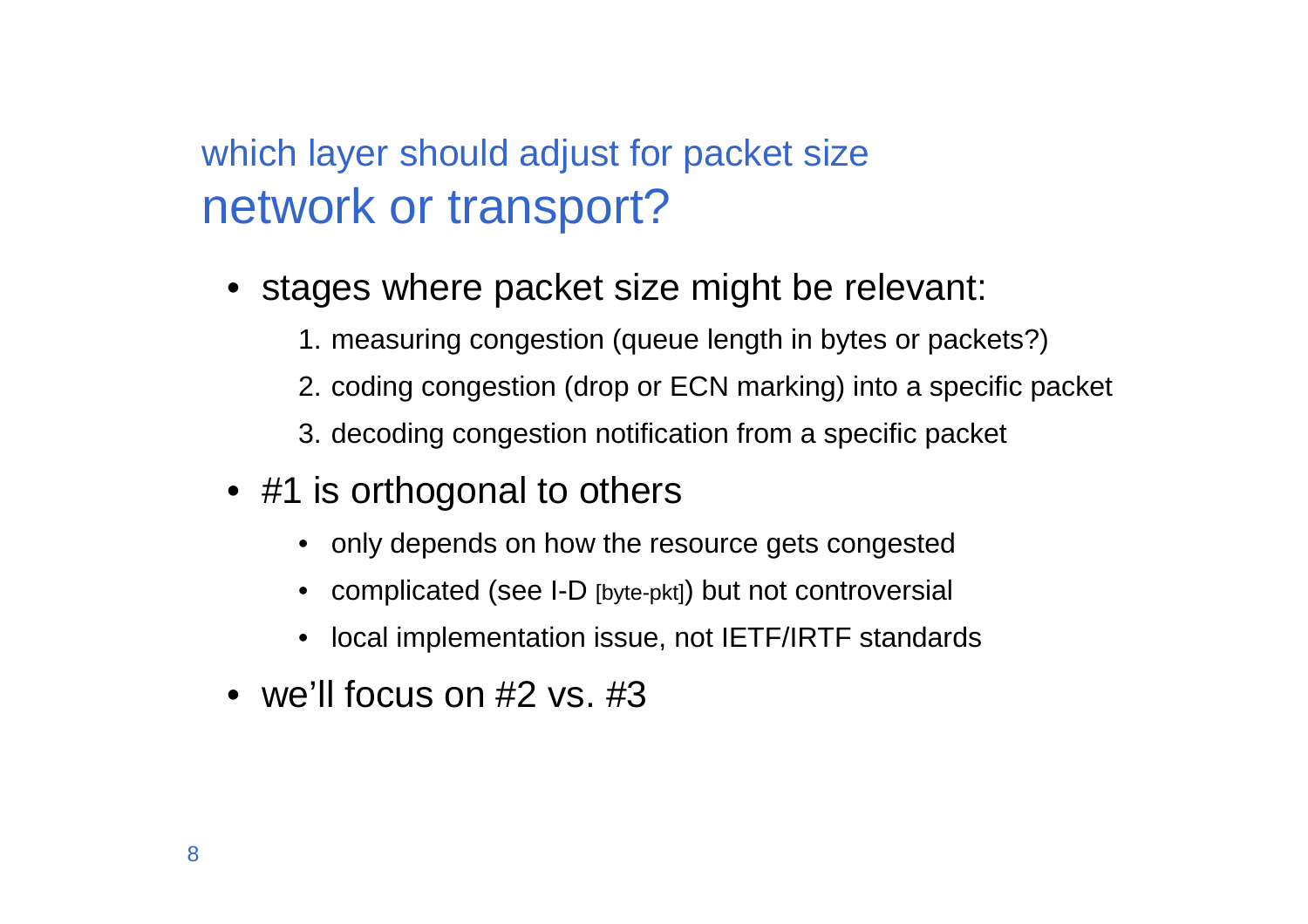## which layer should adjust for packet size
# network or transport?

- stages where packet size might be relevant:
  1. measuring congestion (queue length in bytes or packets?)
  2. coding congestion (drop or ECN marking) into a specific packet
  3. decoding congestion notification from a specific packet
- #1 is orthogonal to others
  - only depends on how the resource gets congested
  - complicated (see I-D [byte-pkt]) but not controversial
  - local implementation issue, not IETF/IRTF standards
- we'll focus on #2 vs. #3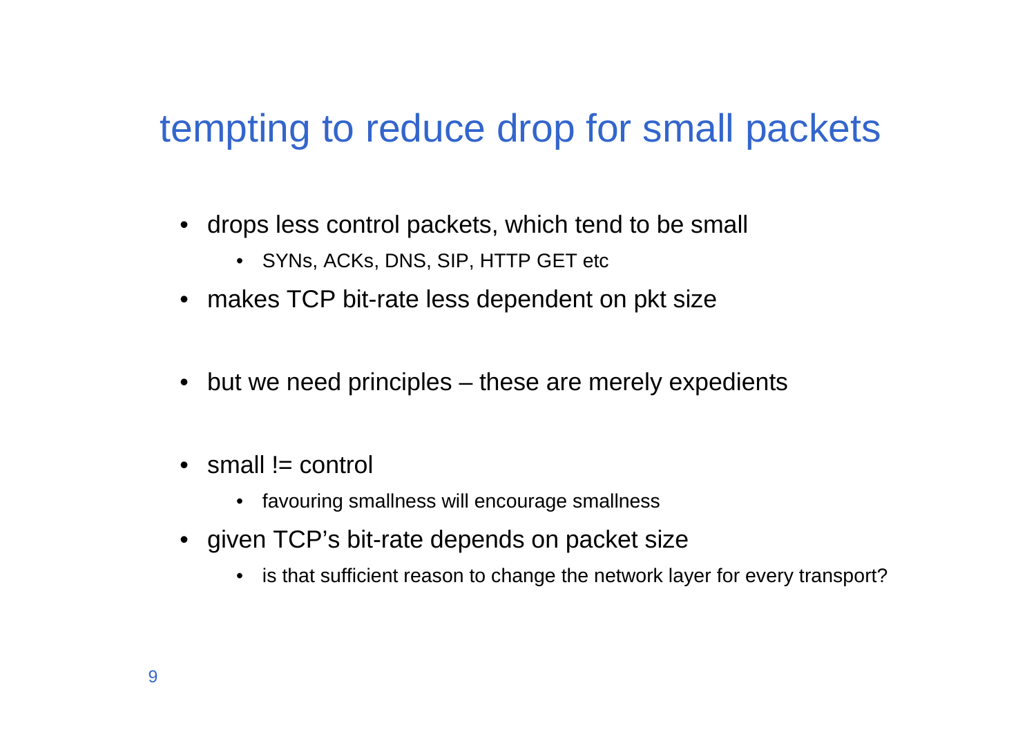# tempting to reduce drop for small packets

- drops less control packets, which tend to be small
  - SYNs, ACKs, DNS, SIP, HTTP GET etc
- makes TCP bit-rate less dependent on pkt size

- but we need principles – these are merely expedients

- small != control
  - favouring smallness will encourage smallness
- given TCP's bit-rate depends on packet size
  - is that sufficient reason to change the network layer for every transport?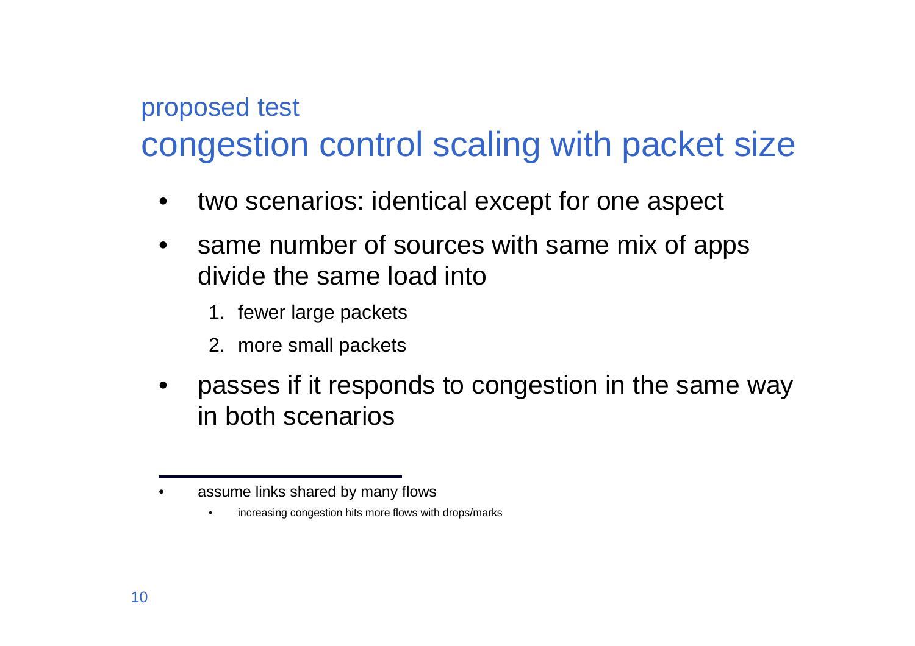proposed test

# congestion control scaling with packet size

- two scenarios: identical except for one aspect
- same number of sources with same mix of apps divide the same load into
  1. fewer large packets
  2. more small packets
- passes if it responds to congestion in the same way in both scenarios

---

- assume links shared by many flows
  - increasing congestion hits more flows with drops/marks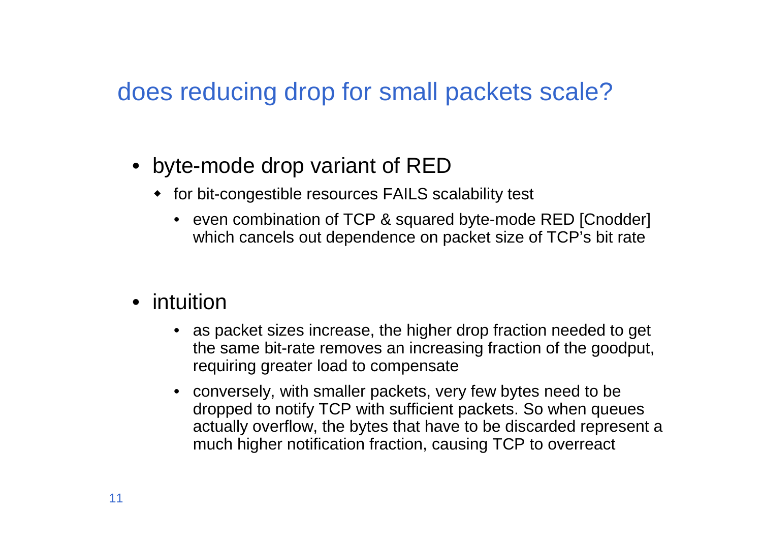## does reducing drop for small packets scale?

- byte-mode drop variant of RED
  - for bit-congestible resources FAILS scalability test
    - even combination of TCP & squared byte-mode RED [Cnodder] which cancels out dependence on packet size of TCP's bit rate
- intuition
  - as packet sizes increase, the higher drop fraction needed to get the same bit-rate removes an increasing fraction of the goodput, requiring greater load to compensate
  - conversely, with smaller packets, very few bytes need to be dropped to notify TCP with sufficient packets. So when queues actually overflow, the bytes that have to be discarded represent a much higher notification fraction, causing TCP to overreact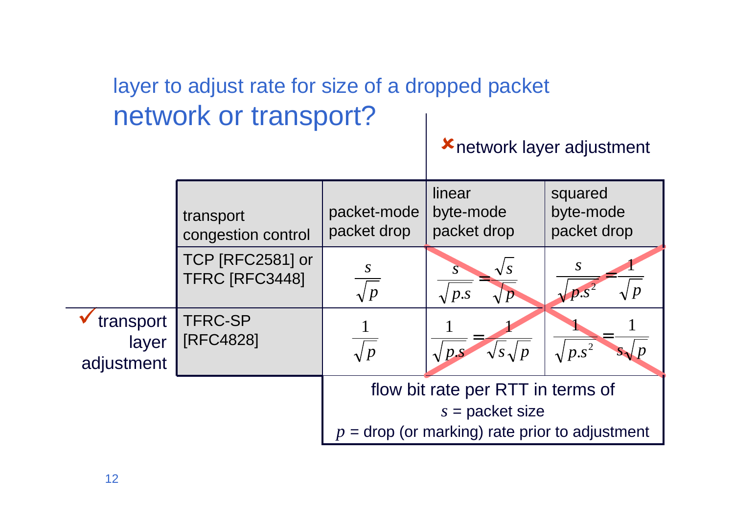## layer to adjust rate for size of a dropped packet

# network or transport?

✘ network layer adjustment

| transport congestion control | packet-mode packet drop | linear byte-mode packet drop | squared byte-mode packet drop |
|---|---|---|---|
| TCP [RFC2581] or TFRC [RFC3448] | $\frac{s}{\sqrt{p}}$ | $\frac{s}{\sqrt{p.s}} = \frac{\sqrt{s}}{\sqrt{p}}$ | $\frac{s}{\sqrt{p.s^2}} = \frac{1}{\sqrt{p}}$ |
| TFRC-SP [RFC4828] | $\frac{1}{\sqrt{p}}$ | $\frac{1}{\sqrt{p.s}} = \frac{1}{\sqrt{s}\sqrt{p}}$ | $\frac{1}{\sqrt{p.s^2}} = \frac{1}{s\sqrt{p}}$ |

✓ transport layer adjustment

flow bit rate per RTT in terms of
$s$ = packet size
$p$ = drop (or marking) rate prior to adjustment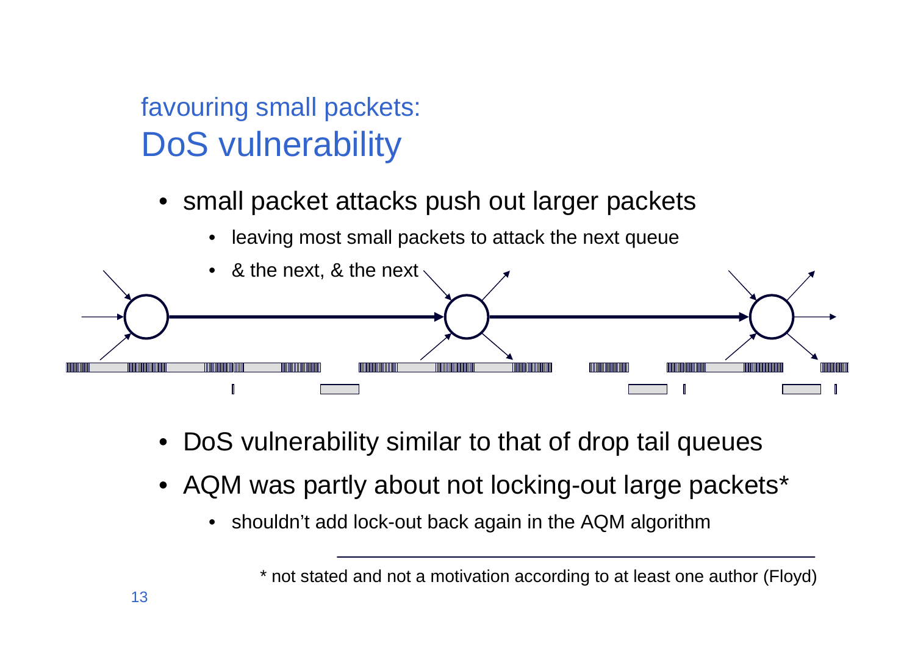## favouring small packets:
# DoS vulnerability

- small packet attacks push out larger packets
  - leaving most small packets to attack the next queue
  - & the next, & the next
- DoS vulnerability similar to that of drop tail queues
- AQM was partly about not locking-out large packets*
  - shouldn't add lock-out back again in the AQM algorithm

---

* not stated and not a motivation according to at least one author (Floyd)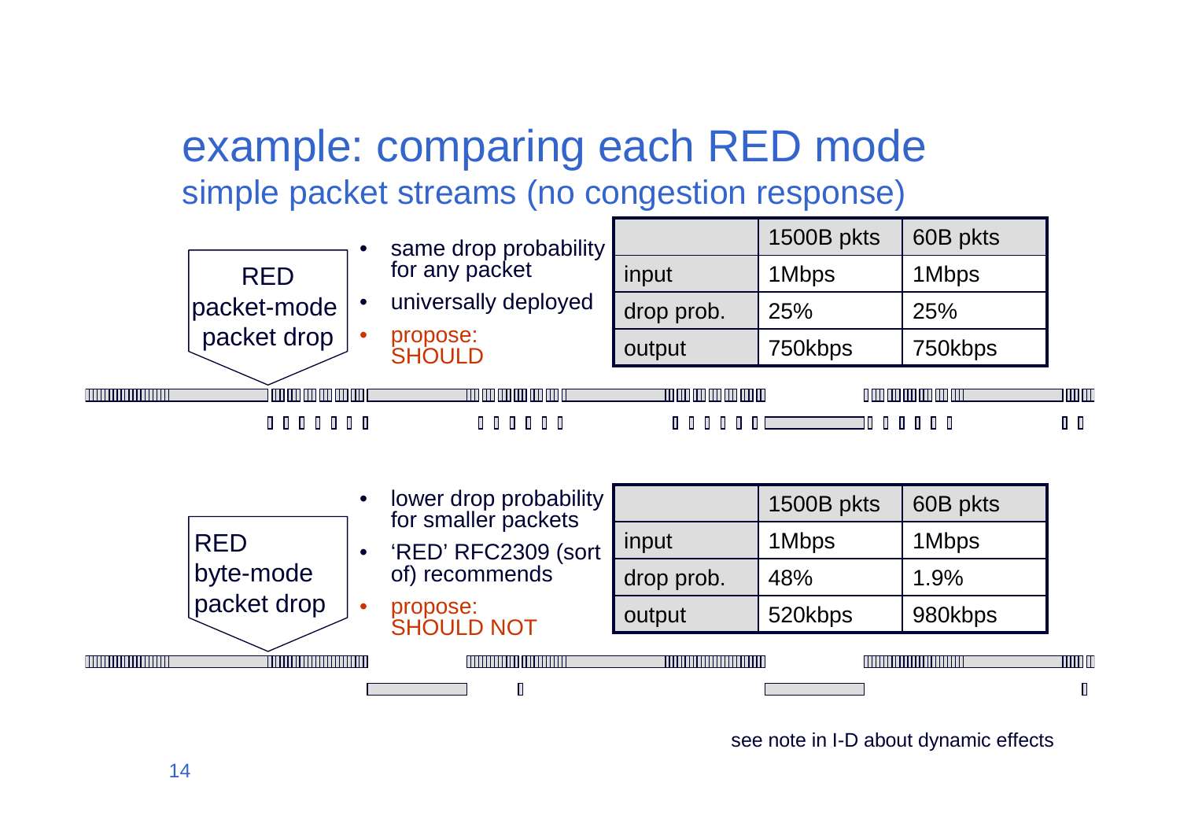# example: comparing each RED mode

## simple packet streams (no congestion response)

**RED packet-mode packet drop**

- same drop probability for any packet
- universally deployed
- propose: SHOULD

| | 1500B pkts | 60B pkts |
|---|---|---|
| input | 1Mbps | 1Mbps |
| drop prob. | 25% | 25% |
| output | 750kbps | 750kbps |

**RED byte-mode packet drop**

- lower drop probability for smaller packets
- 'RED' RFC2309 (sort of) recommends
- propose: SHOULD NOT

| | 1500B pkts | 60B pkts |
|---|---|---|
| input | 1Mbps | 1Mbps |
| drop prob. | 48% | 1.9% |
| output | 520kbps | 980kbps |

see note in I-D about dynamic effects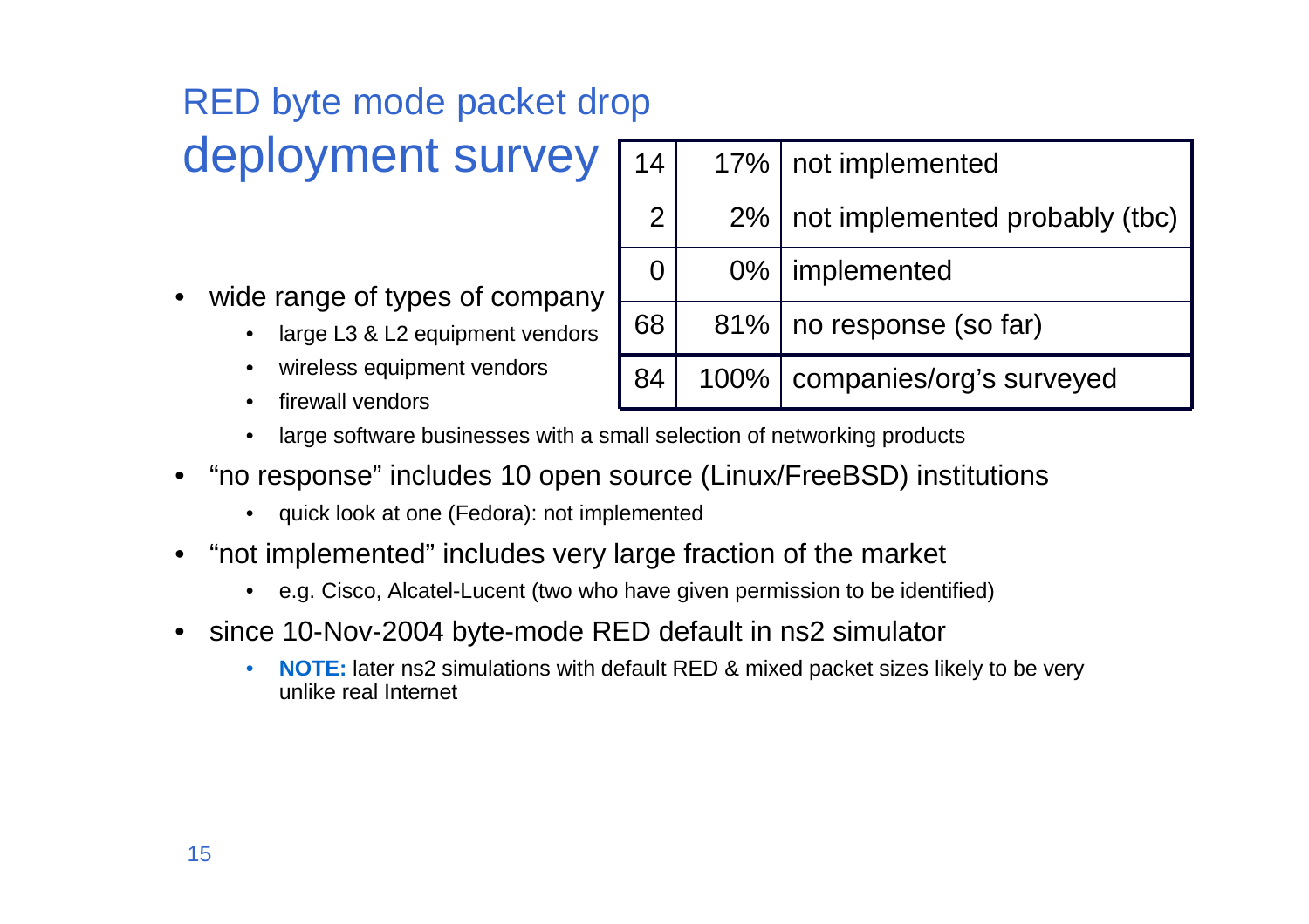# RED byte mode packet drop deployment survey

| 14 | 17% | not implemented |
|---|---|---|
| 2 | 2% | not implemented probably (tbc) |
| 0 | 0% | implemented |
| 68 | 81% | no response (so far) |
| 84 | 100% | companies/org's surveyed |

- wide range of types of company
  - large L3 & L2 equipment vendors
  - wireless equipment vendors
  - firewall vendors
  - large software businesses with a small selection of networking products
- "no response" includes 10 open source (Linux/FreeBSD) institutions
  - quick look at one (Fedora): not implemented
- "not implemented" includes very large fraction of the market
  - e.g. Cisco, Alcatel-Lucent (two who have given permission to be identified)
- since 10-Nov-2004 byte-mode RED default in ns2 simulator
  - **NOTE:** later ns2 simulations with default RED & mixed packet sizes likely to be very unlike real Internet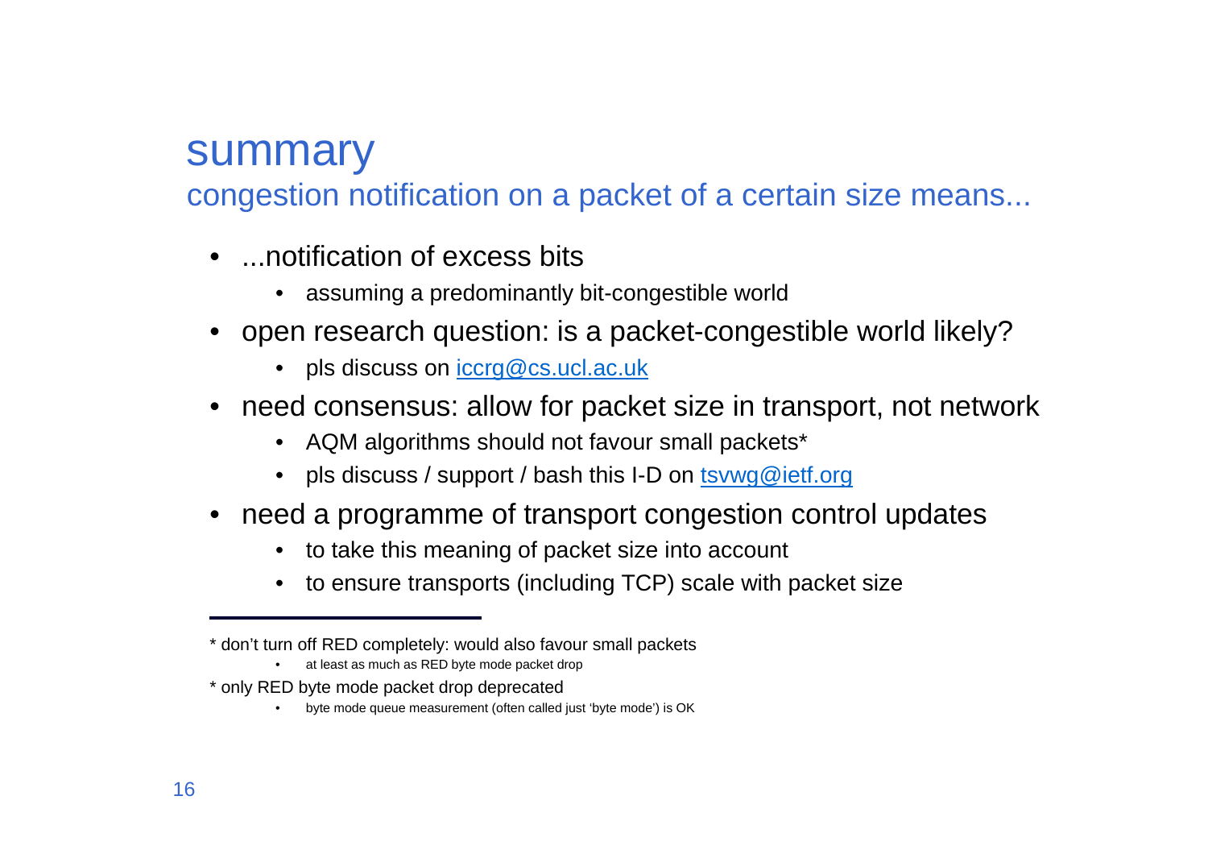# summary

## congestion notification on a packet of a certain size means...

- ...notification of excess bits
  - assuming a predominantly bit-congestible world
- open research question: is a packet-congestible world likely?
  - pls discuss on iccrg@cs.ucl.ac.uk
- need consensus: allow for packet size in transport, not network
  - AQM algorithms should not favour small packets*
  - pls discuss / support / bash this I-D on tsvwg@ietf.org
- need a programme of transport congestion control updates
  - to take this meaning of packet size into account
  - to ensure transports (including TCP) scale with packet size

---

* don't turn off RED completely: would also favour small packets
  - at least as much as RED byte mode packet drop

* only RED byte mode packet drop deprecated
  - byte mode queue measurement (often called just 'byte mode') is OK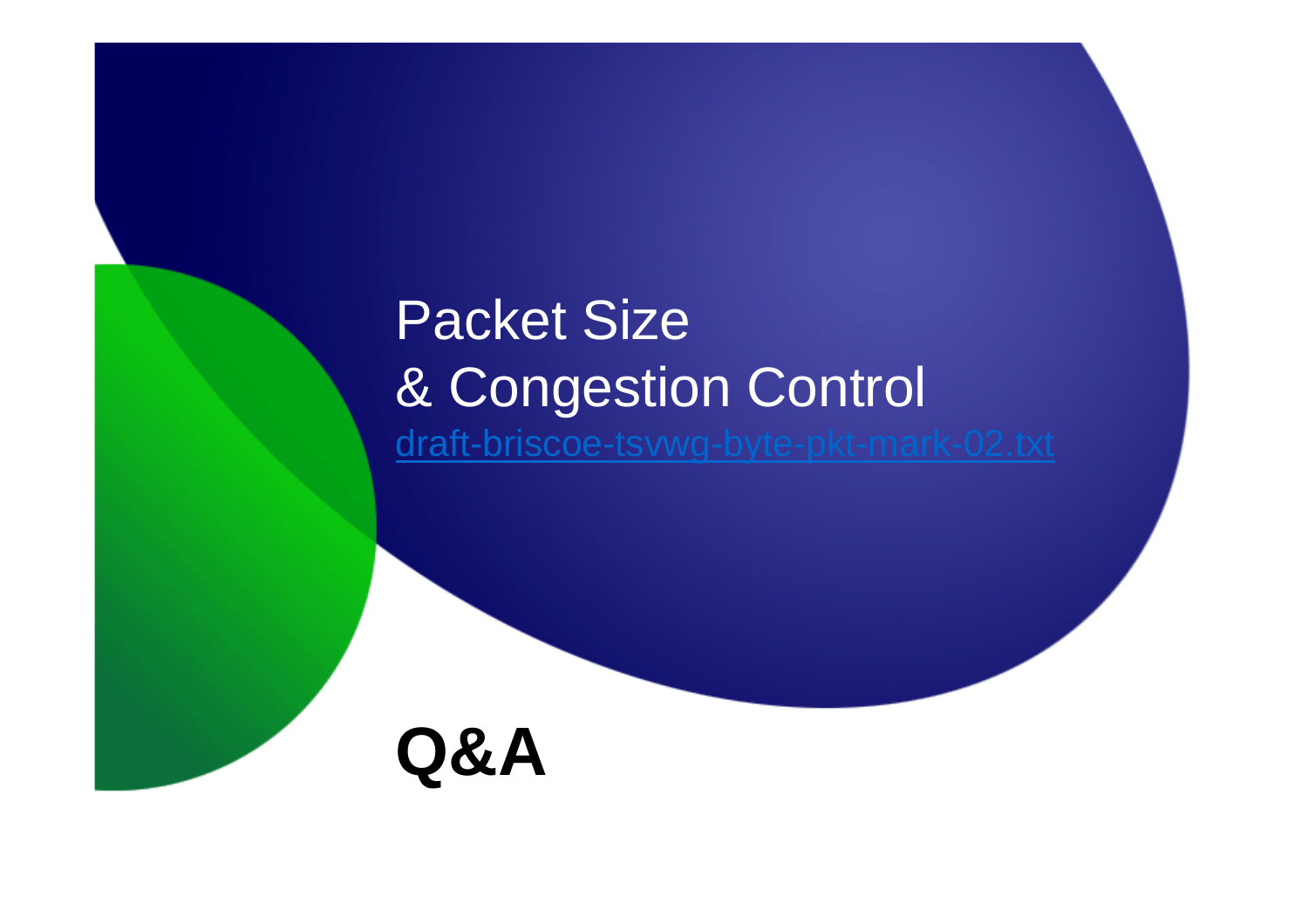# Packet Size & Congestion Control

draft-briscoe-tsvwg-byte-pkt-mark-02.txt

## Q&A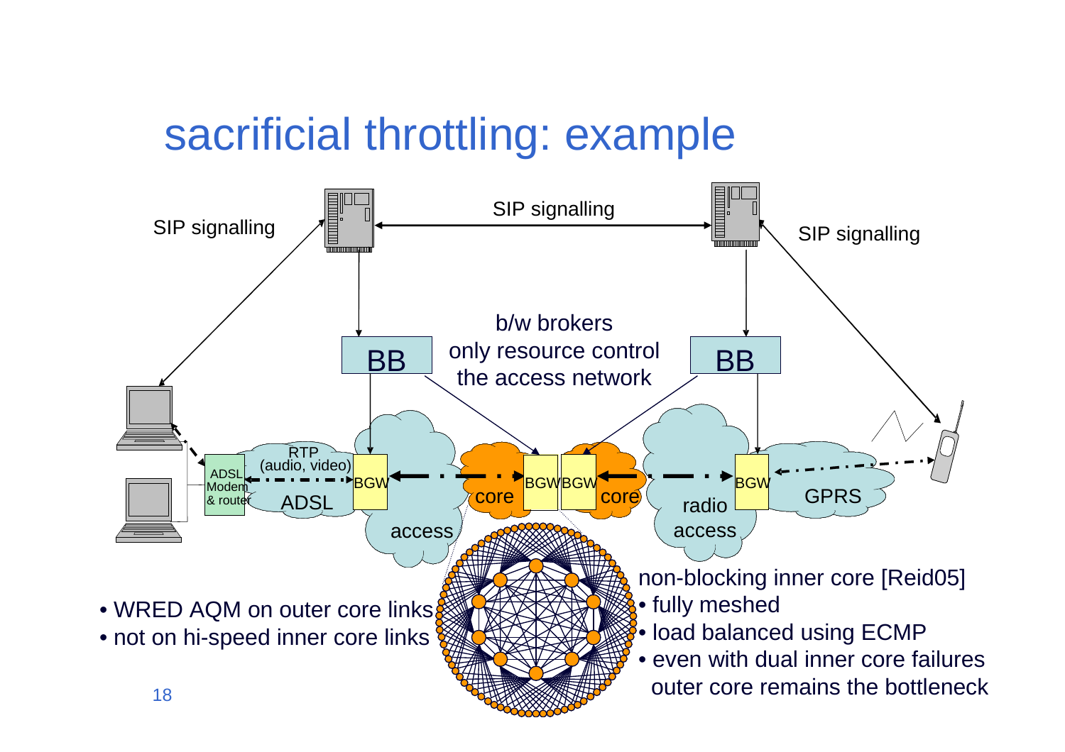# sacrificial throttling: example

SIP signalling

SIP signalling

SIP signalling

BB

b/w brokers only resource control the access network

BB

RTP (audio, video)

ADSL Modem & router

BGW

ADSL

access

core

BGW BGW

core

BGW

radio access

GPRS

- WRED AQM on outer core links
- not on hi-speed inner core links

non-blocking inner core [Reid05]

- fully meshed
- load balanced using ECMP
- even with dual inner core failures outer core remains the bottleneck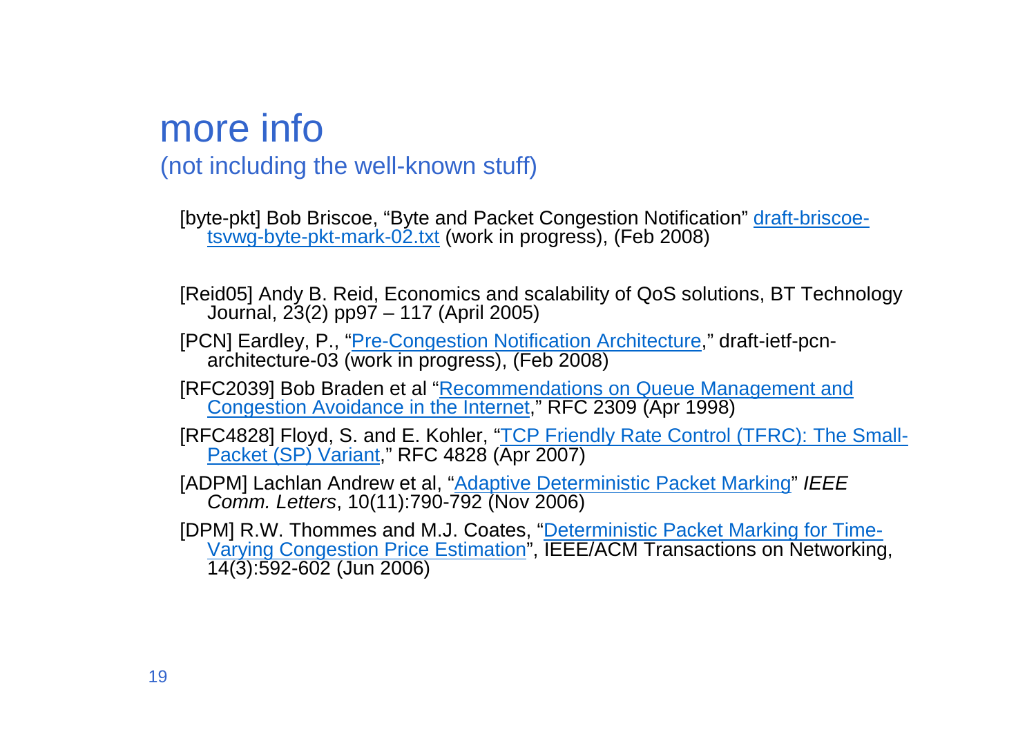# more info

(not including the well-known stuff)

[byte-pkt] Bob Briscoe, “Byte and Packet Congestion Notification” draft-briscoe-tsvwg-byte-pkt-mark-02.txt (work in progress), (Feb 2008)

[Reid05] Andy B. Reid, Economics and scalability of QoS solutions, BT Technology Journal, 23(2) pp97 – 117 (April 2005)

[PCN] Eardley, P., “Pre-Congestion Notification Architecture,” draft-ietf-pcn-architecture-03 (work in progress), (Feb 2008)

[RFC2039] Bob Braden et al “Recommendations on Queue Management and Congestion Avoidance in the Internet,” RFC 2309 (Apr 1998)

[RFC4828] Floyd, S. and E. Kohler, “TCP Friendly Rate Control (TFRC): The Small-Packet (SP) Variant,” RFC 4828 (Apr 2007)

[ADPM] Lachlan Andrew et al, “Adaptive Deterministic Packet Marking” *IEEE Comm. Letters*, 10(11):790-792 (Nov 2006)

[DPM] R.W. Thommes and M.J. Coates, “Deterministic Packet Marking for Time-Varying Congestion Price Estimation”, IEEE/ACM Transactions on Networking, 14(3):592-602 (Jun 2006)